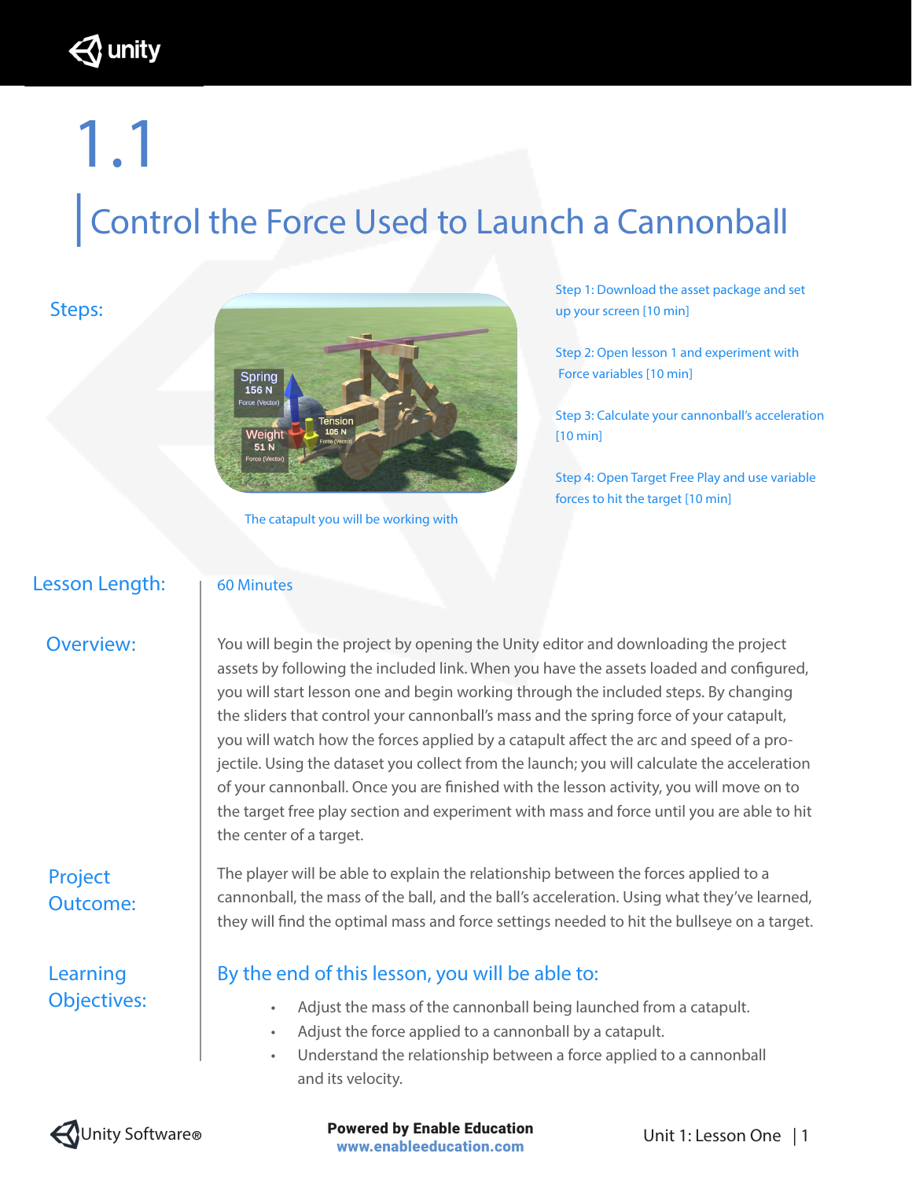# 1.1

## Control the Force Used to Launch a Cannonball

**Steps:**

The catapult you will be working with

Step 1: Download the asset package and set up your screen [10 min]

Step 2: Open lesson 1 and experiment with Force variables [10 min]

Step 3: Calculate your cannonball's acceleration [10 min]

Step 4: Open Target Free Play and use variable forces to hit the target [10 min]

**Lesson Length:** 60 Minutes

**Overview:**

You will begin the project by opening the Unity editor and downloading the project assets by following the included link. When you have the assets loaded and configured, you will start lesson one and begin working through the included steps. By changing the sliders that control your cannonball's mass and the spring force of your catapult, you will watch how the forces applied by a catapult affect the arc and speed of a projectile. Using the dataset you collect from the launch; you will calculate the acceleration of your cannonball. Once you are finished with the lesson activity, you will move on to the target free play section and experiment with mass and force until you are able to hit the center of a target.

**Project Outcome:**

The player will be able to explain the relationship between the forces applied to a cannonball, the mass of the ball, and the ball's acceleration. Using what they've learned, they will find the optimal mass and force settings needed to hit the bullseye on a target.

**Learning Objectives:**

By the end of this lesson, you will be able to:

- Adjust the mass of the cannonball being launched from a catapult.
- Adjust the force applied to a cannonball by a catapult.
- Understand the relationship between a force applied to a cannonball and its velocity.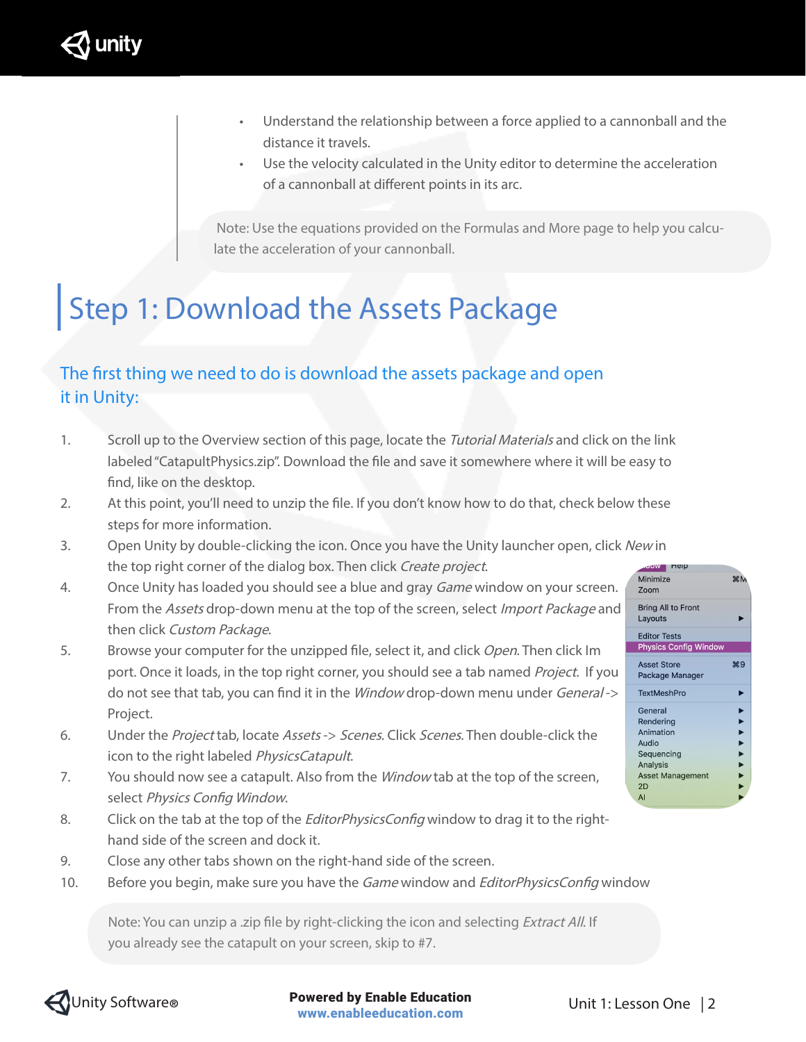- Understand the relationship between a force applied to a cannonball and the distance it travels.
- Use the velocity calculated in the Unity editor to determine the acceleration of a cannonball at different points in its arc.

Note: Use the equations provided on the Formulas and More page to help you calculate the acceleration of your cannonball.

# Step 1: Download the Assets Package

## The first thing we need to do is download the assets package and open it in Unity:

1. Scroll up to the Overview section of this page, locate the *Tutorial Materials* and click on the link labeled "CatapultPhysics.zip". Download the file and save it somewhere where it will be easy to find, like on the desktop.
2. At this point, you'll need to unzip the file. If you don't know how to do that, check below these steps for more information.
3. Open Unity by double-clicking the icon. Once you have the Unity launcher open, click *New* in the top right corner of the dialog box. Then click *Create project*.
4. Once Unity has loaded you should see a blue and gray *Game* window on your screen. From the *Assets* drop-down menu at the top of the screen, select *Import Package* and then click *Custom Package*.
5. Browse your computer for the unzipped file, select it, and click *Open*. Then click Import. Once it loads, in the top right corner, you should see a tab named *Project*. If you do not see that tab, you can find it in the *Window* drop-down menu under *General* -> Project.
6. Under the *Project* tab, locate *Assets* -> *Scenes*. Click *Scenes*. Then double-click the icon to the right labeled *PhysicsCatapult*.
7. You should now see a catapult. Also from the *Window* tab at the top of the screen, select *Physics Config Window*.
8. Click on the tab at the top of the *EditorPhysicsConfig* window to drag it to the right-hand side of the screen and dock it.
9. Close any other tabs shown on the right-hand side of the screen.
10. Before you begin, make sure you have the *Game* window and *EditorPhysicsConfig* window

Note: You can unzip a .zip file by right-clicking the icon and selecting *Extract All*. If you already see the catapult on your screen, skip to #7.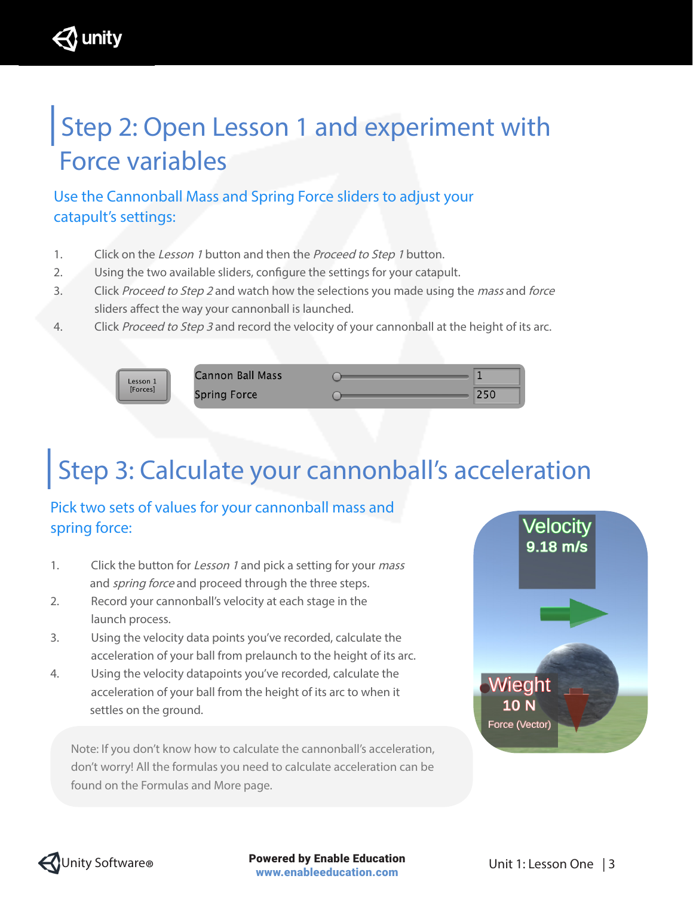# Step 2: Open Lesson 1 and experiment with Force variables

## Use the Cannonball Mass and Spring Force sliders to adjust your catapult's settings:

1. Click on the *Lesson 1* button and then the *Proceed to Step 1* button.
2. Using the two available sliders, configure the settings for your catapult.
3. Click *Proceed to Step 2* and watch how the selections you made using the *mass* and *force* sliders affect the way your cannonball is launched.
4. Click *Proceed to Step 3* and record the velocity of your cannonball at the height of its arc.

# Step 3: Calculate your cannonball's acceleration

## Pick two sets of values for your cannonball mass and spring force:

1. Click the button for *Lesson 1* and pick a setting for your *mass* and *spring force* and proceed through the three steps.
2. Record your cannonball's velocity at each stage in the launch process.
3. Using the velocity data points you've recorded, calculate the acceleration of your ball from prelaunch to the height of its arc.
4. Using the velocity datapoints you've recorded, calculate the acceleration of your ball from the height of its arc to when it settles on the ground.

Note: If you don't know how to calculate the cannonball's acceleration, don't worry! All the formulas you need to calculate acceleration can be found on the Formulas and More page.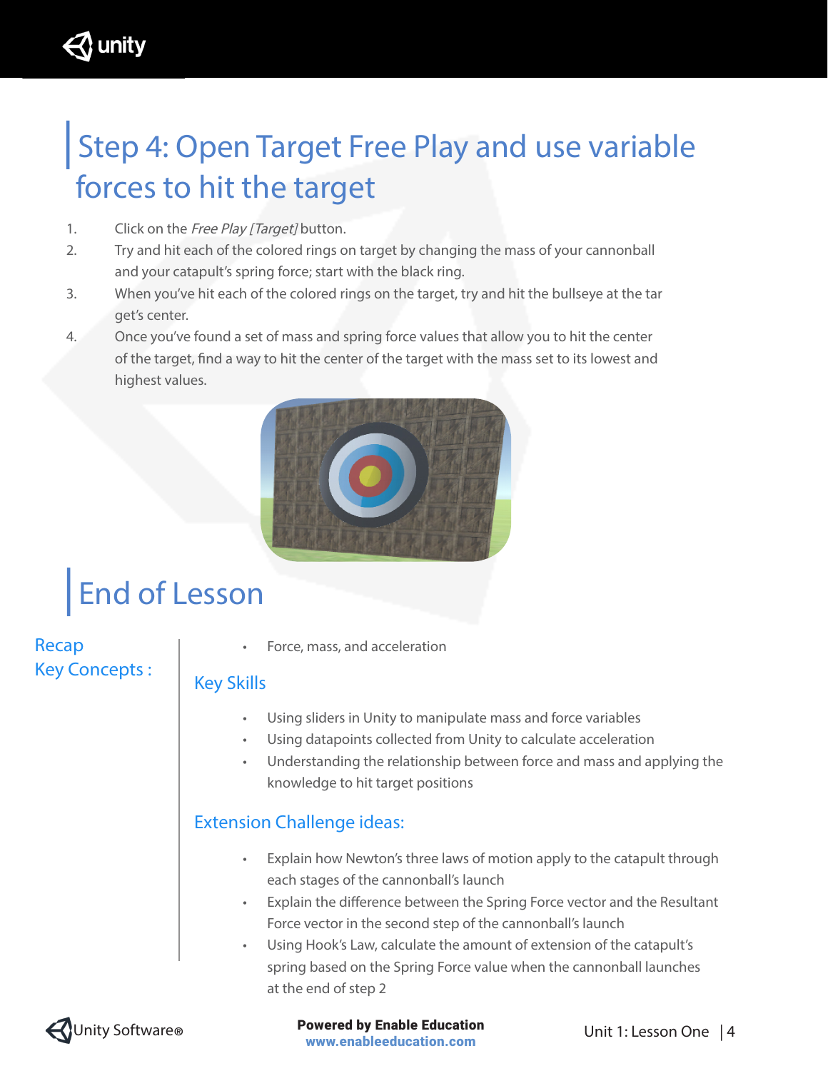## Step 4: Open Target Free Play and use variable forces to hit the target

1. Click on the *Free Play [Target]* button.
2. Try and hit each of the colored rings on target by changing the mass of your cannonball and your catapult's spring force; start with the black ring.
3. When you've hit each of the colored rings on the target, try and hit the bullseye at the tar get's center.
4. Once you've found a set of mass and spring force values that allow you to hit the center of the target, find a way to hit the center of the target with the mass set to its lowest and highest values.

## End of Lesson

### Recap Key Concepts :

- Force, mass, and acceleration

### Key Skills

- Using sliders in Unity to manipulate mass and force variables
- Using datapoints collected from Unity to calculate acceleration
- Understanding the relationship between force and mass and applying the knowledge to hit target positions

### Extension Challenge ideas:

- Explain how Newton's three laws of motion apply to the catapult through each stages of the cannonball's launch
- Explain the difference between the Spring Force vector and the Resultant Force vector in the second step of the cannonball's launch
- Using Hook's Law, calculate the amount of extension of the catapult's spring based on the Spring Force value when the cannonball launches at the end of step 2